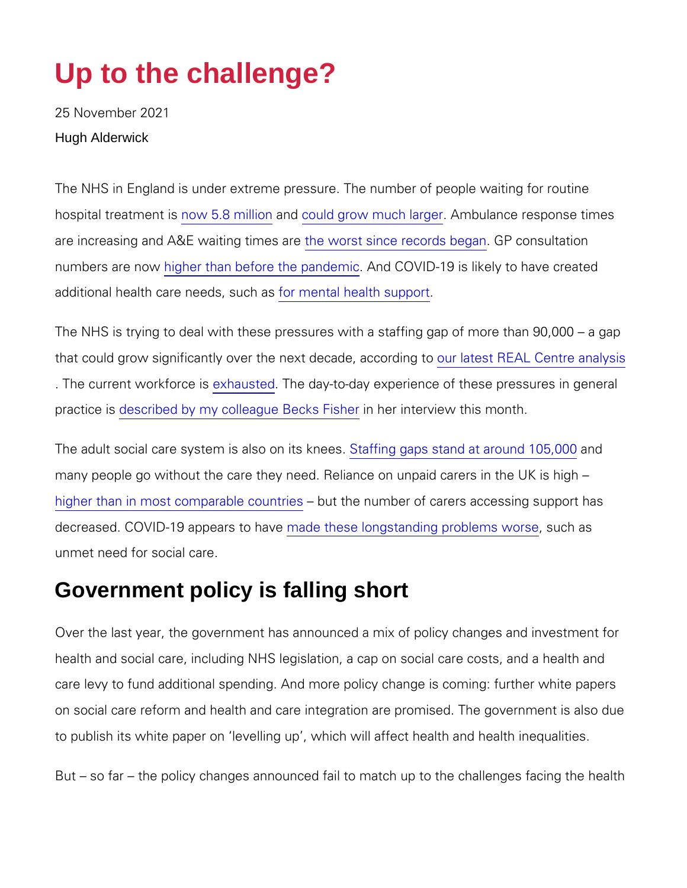# Up to the challenge?

25 November 2021

Hugh Alderwick

The NHS in England is under extreme pressure. The number of people waiting for routine hospital treatment is now 5.8 million and could grow much larger. Ambulance response times are increasing and A&E waiting times are the worst since records began. GP consultation numbers are now higher than before the pandemic. And COVID-19 is likely to have created additional health care needs, such as for mental health support.

The NHS is trying to deal with these pressures with a staffing gap of more than 90,000 – a gap that could grow significantly over the next decade, according to our latest REAL Centre analysis. The current workforce is exhausted. The day-to-day experience of these pressures in general practice is described by my colleague Becks Fisher in her interview this month.

The adult social care system is also on its knees. Staffing gaps stand at around 105,000 and many people go without the care they need. Reliance on unpaid carers in the UK is high – higher than in most comparable countries – but the number of carers accessing support has decreased. COVID-19 appears to have made these longstanding problems worse, such as unmet need for social care.

## Government policy is falling short

Over the last year, the government has announced a mix of policy changes and investment for health and social care, including NHS legislation, a cap on social care costs, and a health and care levy to fund additional spending. And more policy change is coming: further white papers on social care reform and health and care integration are promised. The government is also due to publish its white paper on 'levelling up', which will affect health and health inequalities.

But – so far – the policy changes announced fail to match up to the challenges facing the health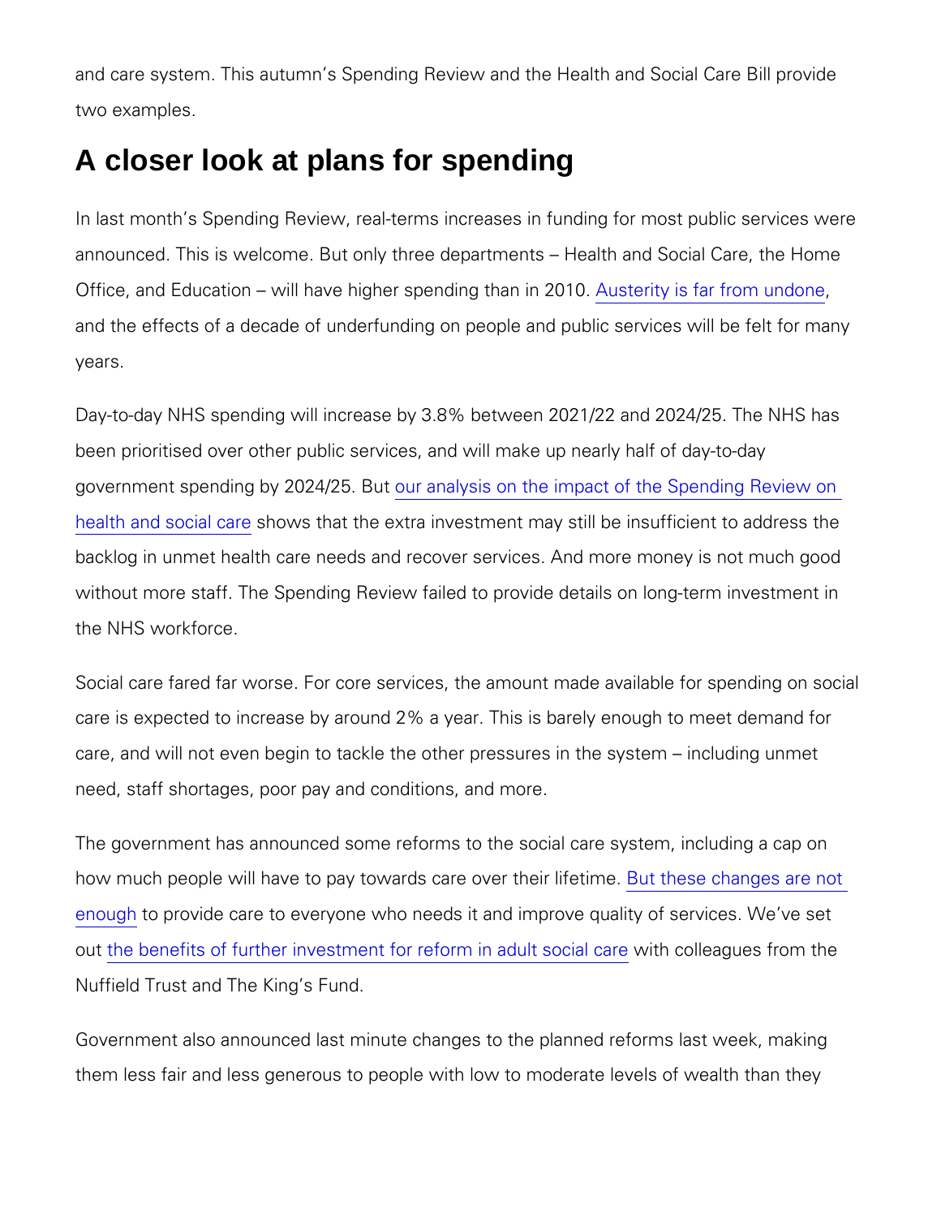and care system. This autumn's Spending Review and the Health and Social Care Bill provide two examples.

## A closer look at plans for spending

In last month's Spending Review, real-terms increases in funding for most public services were announced. This is welcome. But only three departments – Health and Social Care, the Home Office, and Education – will have higher spending than in 2010. Austerity is far from undone, and the effects of a decade of underfunding on people and public services will be felt for many years.

Day-to-day NHS spending will increase by 3.8% between 2021/22 and 2024/25. The NHS has been prioritised over other public services, and will make up nearly half of day-to-day government spending by 2024/25. But our analysis on the impact of the Spending Review on health and social care shows that the extra investment may still be insufficient to address the backlog in unmet health care needs and recover services. And more money is not much good without more staff. The Spending Review failed to provide details on long-term investment in the NHS workforce.

Social care fared far worse. For core services, the amount made available for spending on social care is expected to increase by around 2% a year. This is barely enough to meet demand for care, and will not even begin to tackle the other pressures in the system – including unmet need, staff shortages, poor pay and conditions, and more.

The government has announced some reforms to the social care system, including a cap on how much people will have to pay towards care over their lifetime. But these changes are not enough to provide care to everyone who needs it and improve quality of services. We've set out the benefits of further investment for reform in adult social care with colleagues from the Nuffield Trust and The King's Fund.

Government also announced last minute changes to the planned reforms last week, making them less fair and less generous to people with low to moderate levels of wealth than they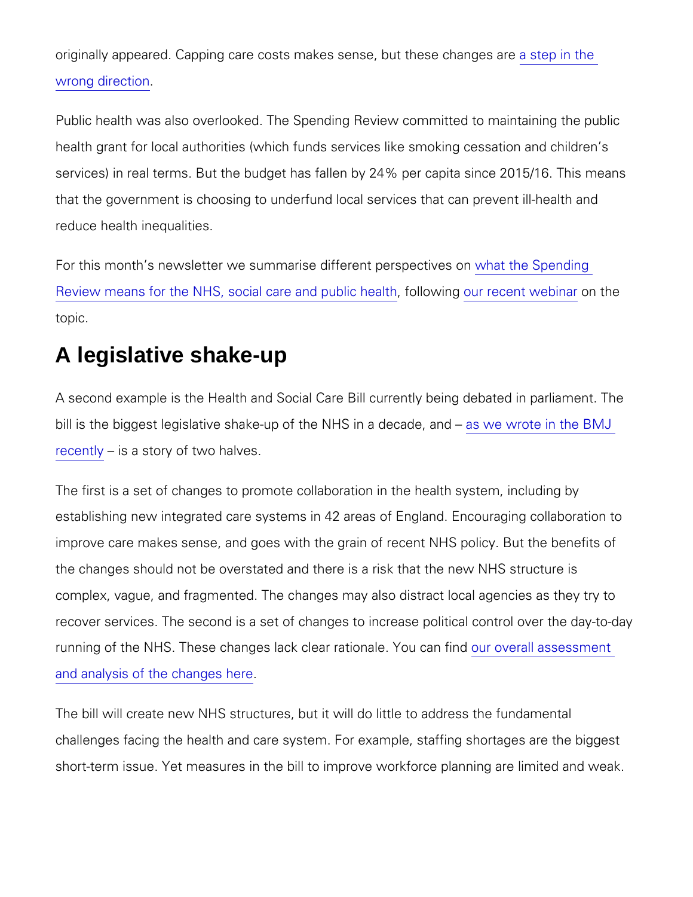originally appeared. Capping care costs makes sense, but these changes are a step in the wrong direction.

Public health was also overlooked. The Spending Review committed to maintaining the public health grant for local authorities (which funds services like smoking cessation and children's services) in real terms. But the budget has fallen by 24% per capita since 2015/16. This means that the government is choosing to underfund local services that can prevent ill-health and reduce health inequalities.

For this month's newsletter we summarise different perspectives on what the Spending Review means for the NHS, social care and public health, following our recent webinar on the topic.

## A legislative shake-up

A second example is the Health and Social Care Bill currently being debated in parliament. The bill is the biggest legislative shake-up of the NHS in a decade, and – as we wrote in the BMJ recently – is a story of two halves.

The first is a set of changes to promote collaboration in the health system, including by establishing new integrated care systems in 42 areas of England. Encouraging collaboration to improve care makes sense, and goes with the grain of recent NHS policy. But the benefits of the changes should not be overstated and there is a risk that the new NHS structure is complex, vague, and fragmented. The changes may also distract local agencies as they try to recover services. The second is a set of changes to increase political control over the day-to-day running of the NHS. These changes lack clear rationale. You can find our overall assessment and analysis of the changes here.

The bill will create new NHS structures, but it will do little to address the fundamental challenges facing the health and care system. For example, staffing shortages are the biggest short-term issue. Yet measures in the bill to improve workforce planning are limited and weak.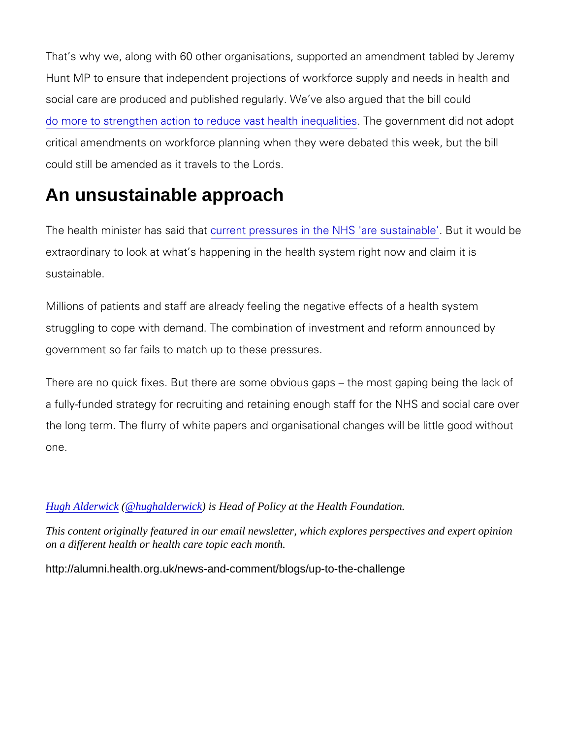That's why we, along with 60 other organisations, supported an amendment tabled by Jeremy Hunt MP to ensure that independent projections of workforce supply and needs in health and social care are produced and published regularly. We've also argued that the bill could do more to strengthen action to reduce vast health inequalities. The government did not adopt critical amendments on workforce planning when they were debated this week, but the bill could still be amended as it travels to the Lords.

## An unsustainable approach

The health minister has said that current pressures in the NHS 'are sustainable'. But it would be extraordinary to look at what's happening in the health system right now and claim it is sustainable.

Millions of patients and staff are already feeling the negative effects of a health system struggling to cope with demand. The combination of investment and reform announced by government so far fails to match up to these pressures.

There are no quick fixes. But there are some obvious gaps – the most gaping being the lack of a fully-funded strategy for recruiting and retaining enough staff for the NHS and social care over the long term. The flurry of white papers and organisational changes will be little good without one.

*Hugh Alderwick (@hughalderwick) is Head of Policy at the Health Foundation.*

*This content originally featured in our email newsletter, which explores perspectives and expert opinion on a different health or health care topic each month.*

http://alumni.health.org.uk/news-and-comment/blogs/up-to-the-challenge